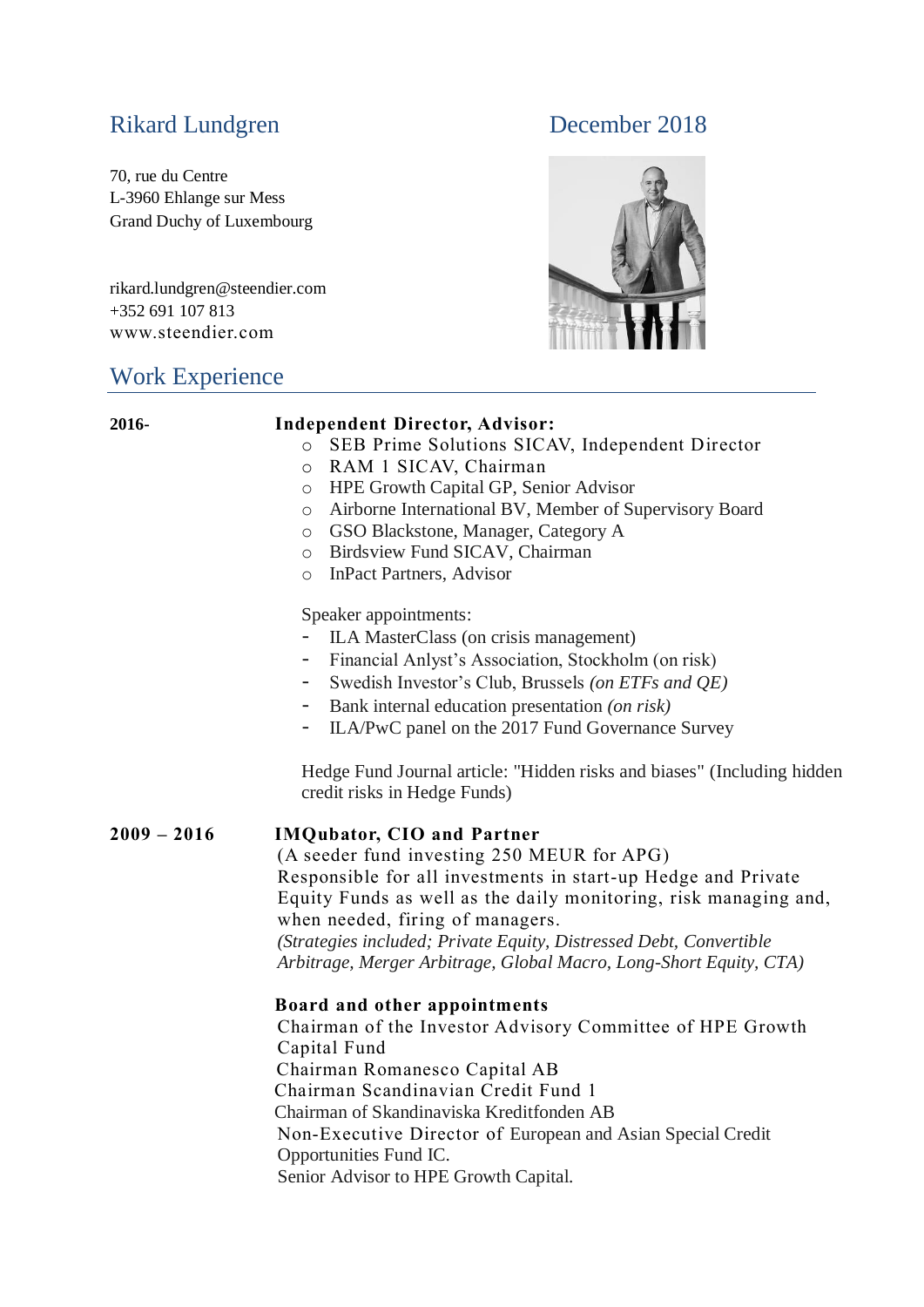# Rikard Lundgren

December 2018

70, rue du Centre
L-3960 Ehlange sur Mess
Grand Duchy of Luxembourg

rikard.lundgren@steendier.com
+352 691 107 813
www.steendier.com

## Work Experience

**2016-**

**Independent Director, Advisor:**

- SEB Prime Solutions SICAV, Independent Director
- RAM 1 SICAV, Chairman
- HPE Growth Capital GP, Senior Advisor
- Airborne International BV, Member of Supervisory Board
- GSO Blackstone, Manager, Category A
- Birdsview Fund SICAV, Chairman
- InPact Partners, Advisor

Speaker appointments:

- ILA MasterClass (on crisis management)
- Financial Anlyst's Association, Stockholm (on risk)
- Swedish Investor's Club, Brussels *(on ETFs and QE)*
- Bank internal education presentation *(on risk)*
- ILA/PwC panel on the 2017 Fund Governance Survey

Hedge Fund Journal article: "Hidden risks and biases" (Including hidden credit risks in Hedge Funds)

**2009 – 2016**

**IMQubator, CIO and Partner**

(A seeder fund investing 250 MEUR for APG)
Responsible for all investments in start-up Hedge and Private Equity Funds as well as the daily monitoring, risk managing and, when needed, firing of managers.
*(Strategies included; Private Equity, Distressed Debt, Convertible Arbitrage, Merger Arbitrage, Global Macro, Long-Short Equity, CTA)*

**Board and other appointments**

Chairman of the Investor Advisory Committee of HPE Growth Capital Fund
Chairman Romanesco Capital AB
Chairman Scandinavian Credit Fund 1
Chairman of Skandinaviska Kreditfonden AB
Non-Executive Director of European and Asian Special Credit Opportunities Fund IC.
Senior Advisor to HPE Growth Capital.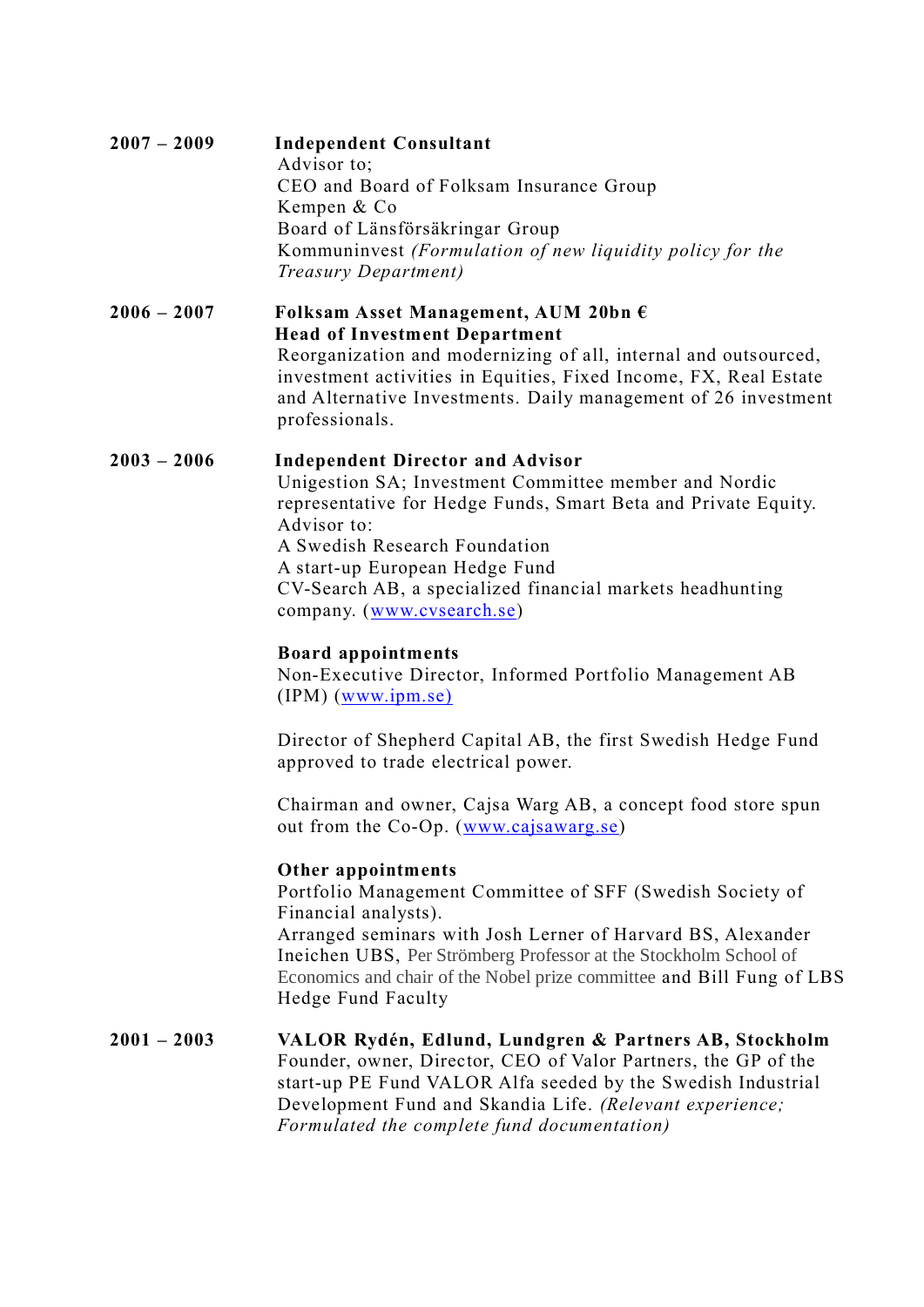**2007 – 2009** **Independent Consultant**

Advisor to;
CEO and Board of Folksam Insurance Group
Kempen & Co
Board of Länsförsäkringar Group
Kommuninvest *(Formulation of new liquidity policy for the Treasury Department)*

**2006 – 2007** **Folksam Asset Management, AUM 20bn €**
**Head of Investment Department**

Reorganization and modernizing of all, internal and outsourced, investment activities in Equities, Fixed Income, FX, Real Estate and Alternative Investments. Daily management of 26 investment professionals.

**2003 – 2006** **Independent Director and Advisor**

Unigestion SA; Investment Committee member and Nordic representative for Hedge Funds, Smart Beta and Private Equity.
Advisor to:
A Swedish Research Foundation
A start-up European Hedge Fund
CV-Search AB, a specialized financial markets headhunting company. ([www.cvsearch.se](http://www.cvsearch.se))

**Board appointments**

Non-Executive Director, Informed Portfolio Management AB (IPM) ([www.ipm.se](http://www.ipm.se))

Director of Shepherd Capital AB, the first Swedish Hedge Fund approved to trade electrical power.

Chairman and owner, Cajsa Warg AB, a concept food store spun out from the Co-Op. ([www.cajsawarg.se](http://www.cajsawarg.se))

**Other appointments**

Portfolio Management Committee of SFF (Swedish Society of Financial analysts).
Arranged seminars with Josh Lerner of Harvard BS, Alexander Ineichen UBS, Per Strömberg Professor at the Stockholm School of Economics and chair of the Nobel prize committee and Bill Fung of LBS Hedge Fund Faculty

**2001 – 2003** **VALOR Rydén, Edlund, Lundgren & Partners AB, Stockholm**

Founder, owner, Director, CEO of Valor Partners, the GP of the start-up PE Fund VALOR Alfa seeded by the Swedish Industrial Development Fund and Skandia Life. *(Relevant experience; Formulated the complete fund documentation)*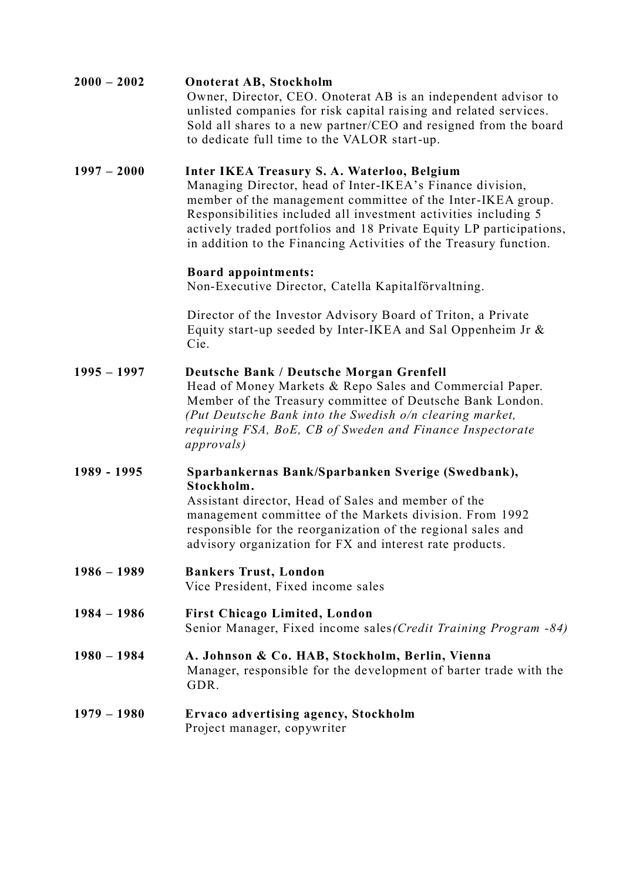**2000 – 2002** **Onoterat AB, Stockholm**
Owner, Director, CEO. Onoterat AB is an independent advisor to unlisted companies for risk capital raising and related services. Sold all shares to a new partner/CEO and resigned from the board to dedicate full time to the VALOR start-up.

**1997 – 2000** **Inter IKEA Treasury S. A. Waterloo, Belgium**
Managing Director, head of Inter-IKEA's Finance division, member of the management committee of the Inter-IKEA group. Responsibilities included all investment activities including 5 actively traded portfolios and 18 Private Equity LP participations, in addition to the Financing Activities of the Treasury function.

**Board appointments:**
Non-Executive Director, Catella Kapitalförvaltning.

Director of the Investor Advisory Board of Triton, a Private Equity start-up seeded by Inter-IKEA and Sal Oppenheim Jr & Cie.

**1995 – 1997** **Deutsche Bank / Deutsche Morgan Grenfell**
Head of Money Markets & Repo Sales and Commercial Paper. Member of the Treasury committee of Deutsche Bank London. *(Put Deutsche Bank into the Swedish o/n clearing market, requiring FSA, BoE, CB of Sweden and Finance Inspectorate approvals)*

**1989 - 1995** **Sparbankernas Bank/Sparbanken Sverige (Swedbank), Stockholm.**
Assistant director, Head of Sales and member of the management committee of the Markets division. From 1992 responsible for the reorganization of the regional sales and advisory organization for FX and interest rate products.

**1986 – 1989** **Bankers Trust, London**
Vice President, Fixed income sales

**1984 – 1986** **First Chicago Limited, London**
Senior Manager, Fixed income sales *(Credit Training Program -84)*

**1980 – 1984** **A. Johnson & Co. HAB, Stockholm, Berlin, Vienna**
Manager, responsible for the development of barter trade with the GDR.

**1979 – 1980** **Ervaco advertising agency, Stockholm**
Project manager, copywriter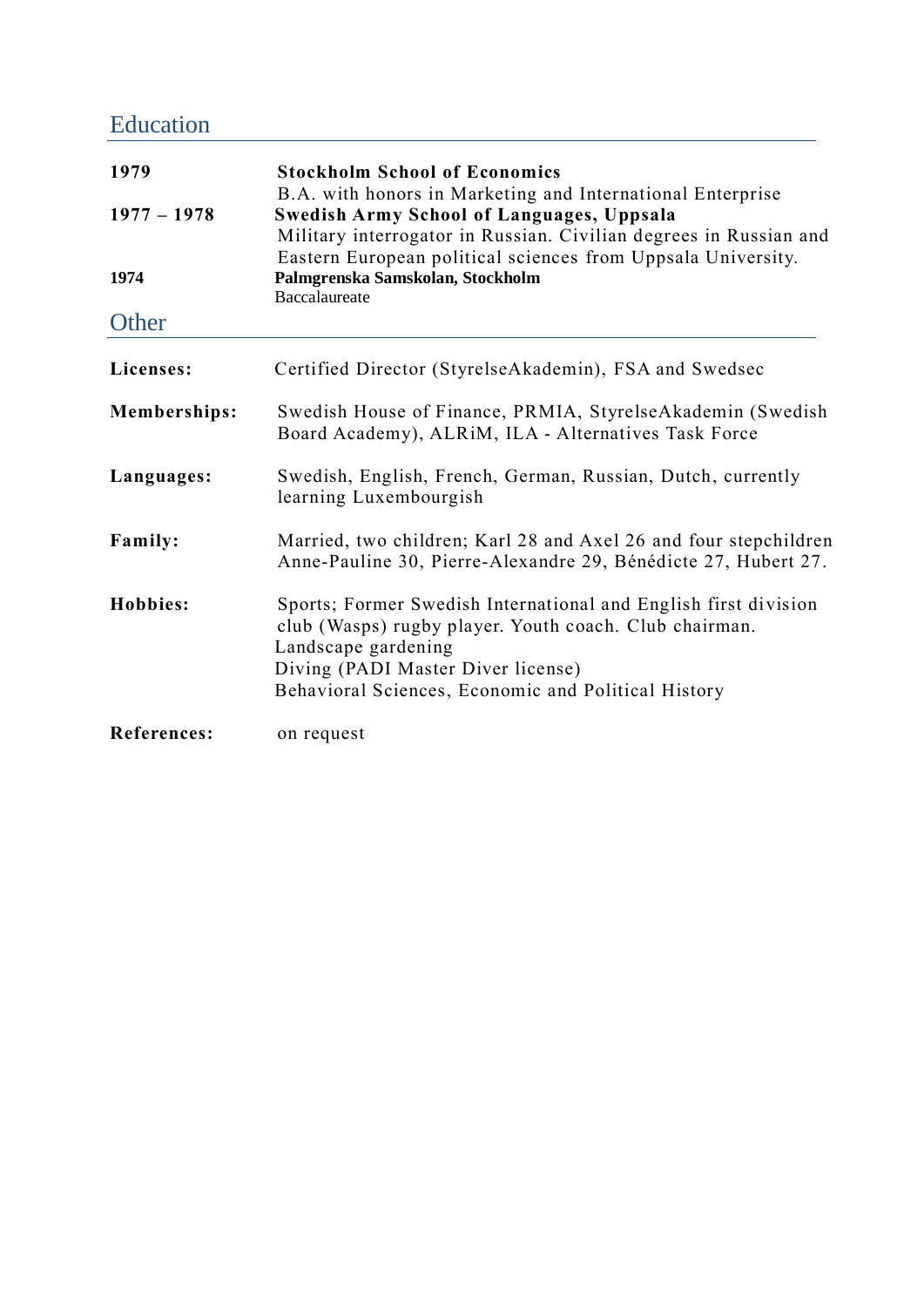## Education

| | |
|---|---|
| **1979** | **Stockholm School of Economics**<br>B.A. with honors in Marketing and International Enterprise |
| **1977 – 1978** | **Swedish Army School of Languages, Uppsala**<br>Military interrogator in Russian. Civilian degrees in Russian and Eastern European political sciences from Uppsala University. |
| **1974** | **Palmgrenska Samskolan, Stockholm**<br>Baccalaureate |

## Other

| | |
|---|---|
| **Licenses:** | Certified Director (StyrelseAkademin), FSA and Swedsec |
| **Memberships:** | Swedish House of Finance, PRMIA, StyrelseAkademin (Swedish Board Academy), ALRiM, ILA - Alternatives Task Force |
| **Languages:** | Swedish, English, French, German, Russian, Dutch, currently learning Luxembourgish |
| **Family:** | Married, two children; Karl 28 and Axel 26 and four stepchildren Anne-Pauline 30, Pierre-Alexandre 29, Bénédicte 27, Hubert 27. |
| **Hobbies:** | Sports; Former Swedish International and English first division club (Wasps) rugby player. Youth coach. Club chairman.<br>Landscape gardening<br>Diving (PADI Master Diver license)<br>Behavioral Sciences, Economic and Political History |
| **References:** | on request |